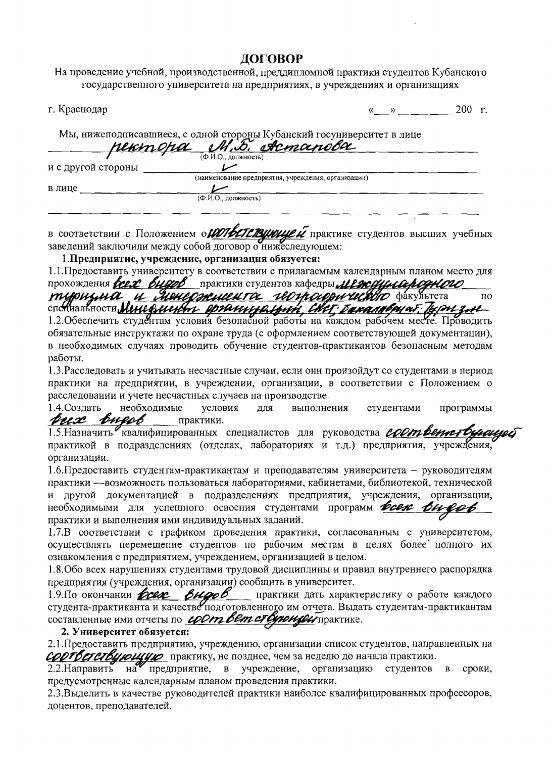# ДОГОВОР

На проведение учебной, производственной, преддипломной практики студентов Кубанского государственного университета на предприятиях, в учреждениях и организациях

г. Краснодар «___» _________ 200 г.

Мы, нижеподписавшиеся, с одной стороны Кубанский госуниверситет в лице ректора М.Б. Астапова
(Ф.И.О., должность)

и с другой стороны ✓
(наименование предприятия, учреждения, организации)

в лице ✓
(Ф.И.О., должность)

в соответствии с Положением о соответствующей практике студентов высших учебных заведений заключили между собой договор о нижеследующем:

**1. Предприятие, учреждение, организация обязуется:**

1.1. Предоставить университету в соответствии с прилагаемым календарным планом место для прохождения всех видов практики студентов кафедры международного туризма и менеджмента географического факультета по специальности Менеджмент организации, СКСиТ, бакалавриат, Туризм

1.2. Обеспечить студентам условия безопасной работы на каждом рабочем месте. Проводить обязательные инструктажи по охране труда (с оформлением соответствующей документации), в необходимых случаях проводить обучение студентов-практикантов безопасным методам работы.

1.3. Расследовать и учитывать несчастные случаи, если они произойдут со студентами в период практики на предприятии, в учреждении, организации, в соответствии с Положением о расследовании и учете несчастных случаев на производстве.

1.4. Создать необходимые условия для выполнения студентами программы всех видов практики.

1.5. Назначить квалифицированных специалистов для руководства соответствующей практикой в подразделениях (отделах, лабораториях и т.д.) предприятия, учреждения, организации.

1.6. Предоставить студентам-практикантам и преподавателям университета – руководителям практики —возможность пользоваться лабораториями, кабинетами, библиотекой, технической и другой документацией в подразделениях предприятия, учреждения, организации, необходимыми для успешного освоения студентами программ всех видов практики и выполнения ими индивидуальных заданий.

1.7. В соответствии с графиком проведения практики, согласованным с университетом, осуществлять перемещение студентов по рабочим местам в целях более полного их ознакомления с предприятием, учреждением, организацией в целом.

1.8. Обо всех нарушениях студентами трудовой дисциплины и правил внутреннего распорядка предприятия (учреждения, организации) сообщить в университет.

1.9. По окончании всех видов практики дать характеристику о работе каждого студента-практиканта и качестве подготовленного им отчета. Выдать студентам-практикантам составленные ими отчеты по соответствующей практике.

**2. Университет обязуется:**

2.1. Предоставить предприятию, учреждению, организации список студентов, направленных на соответствующую практику, не позднее, чем за неделю до начала практики.

2.2. Направить на предприятие, в учреждение, организацию студентов в сроки, предусмотренные календарным планом проведения практики.

2.3. Выделить в качестве руководителей практики наиболее квалифицированных профессоров, доцентов, преподавателей.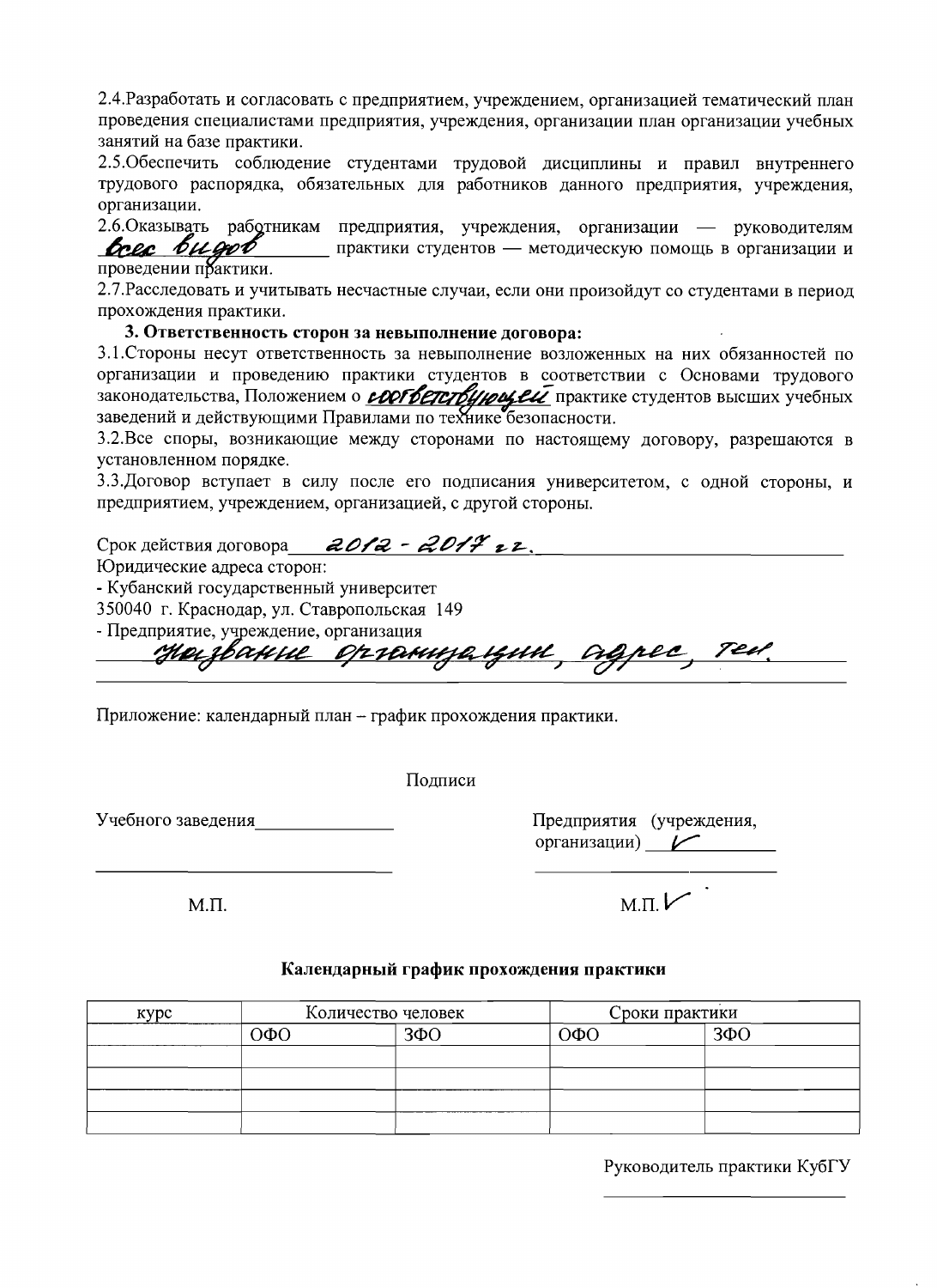2.4.Разработать и согласовать с предприятием, учреждением, организацией тематический план проведения специалистами предприятия, учреждения, организации план организации учебных занятий на базе практики.

2.5.Обеспечить соблюдение студентами трудовой дисциплины и правил внутреннего трудового распорядка, обязательных для работников данного предприятия, учреждения, организации.

2.6.Оказывать работникам предприятия, учреждения, организации — руководителям всех видов практики студентов — методическую помощь в организации и проведении практики.

2.7.Расследовать и учитывать несчастные случаи, если они произойдут со студентами в период прохождения практики.

**3. Ответственность сторон за невыполнение договора:**

3.1.Стороны несут ответственность за невыполнение возложенных на них обязанностей по организации и проведению практики студентов в соответствии с Основами трудового законодательства, Положением о соответствующей практике студентов высших учебных заведений и действующими Правилами по технике безопасности.

3.2.Все споры, возникающие между сторонами по настоящему договору, разрешаются в установленном порядке.

3.3.Договор вступает в силу после его подписания университетом, с одной стороны, и предприятием, учреждением, организацией, с другой стороны.

Срок действия договора 2012 - 2017 гг.

Юридические адреса сторон:

- Кубанский государственный университет

350040 г. Краснодар, ул. Ставропольская 149

- Предприятие, учреждение, организация

название организации, адрес, тел.

Приложение: календарный план – график прохождения практики.

Подписи

Учебного заведения ______________

______________

М.П.

Предприятия (учреждения, организации) ✓

______________

М.П. ✓

**Календарный график прохождения практики**

| курс | Количество человек | | Сроки практики | |
|---|---|---|---|---|
| | ОФО | ЗФО | ОФО | ЗФО |
| | | | | |
| | | | | |
| | | | | |
| | | | | |

Руководитель практики КубГУ

______________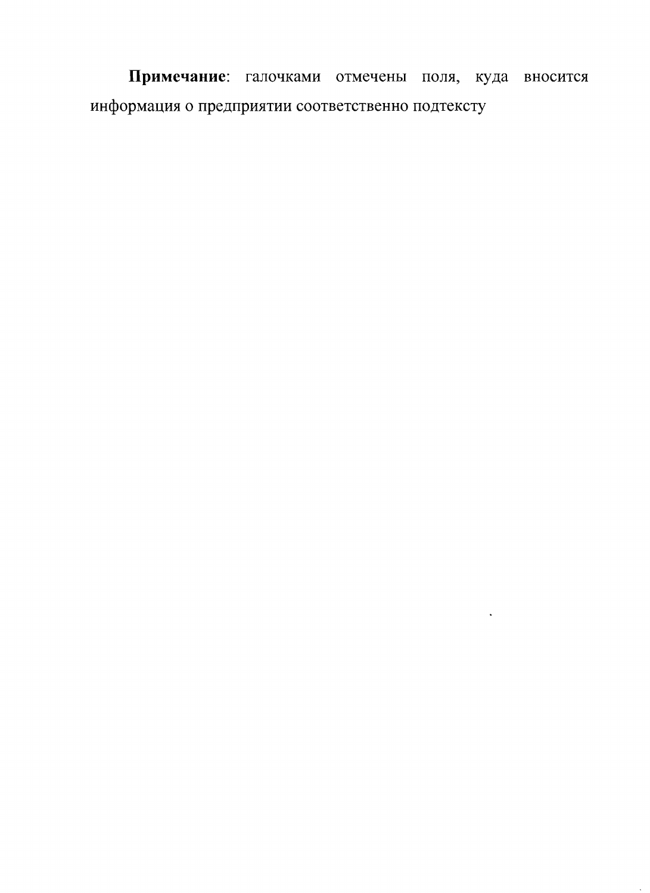**Примечание**: галочками отмечены поля, куда вносится информация о предприятии соответственно подтексту